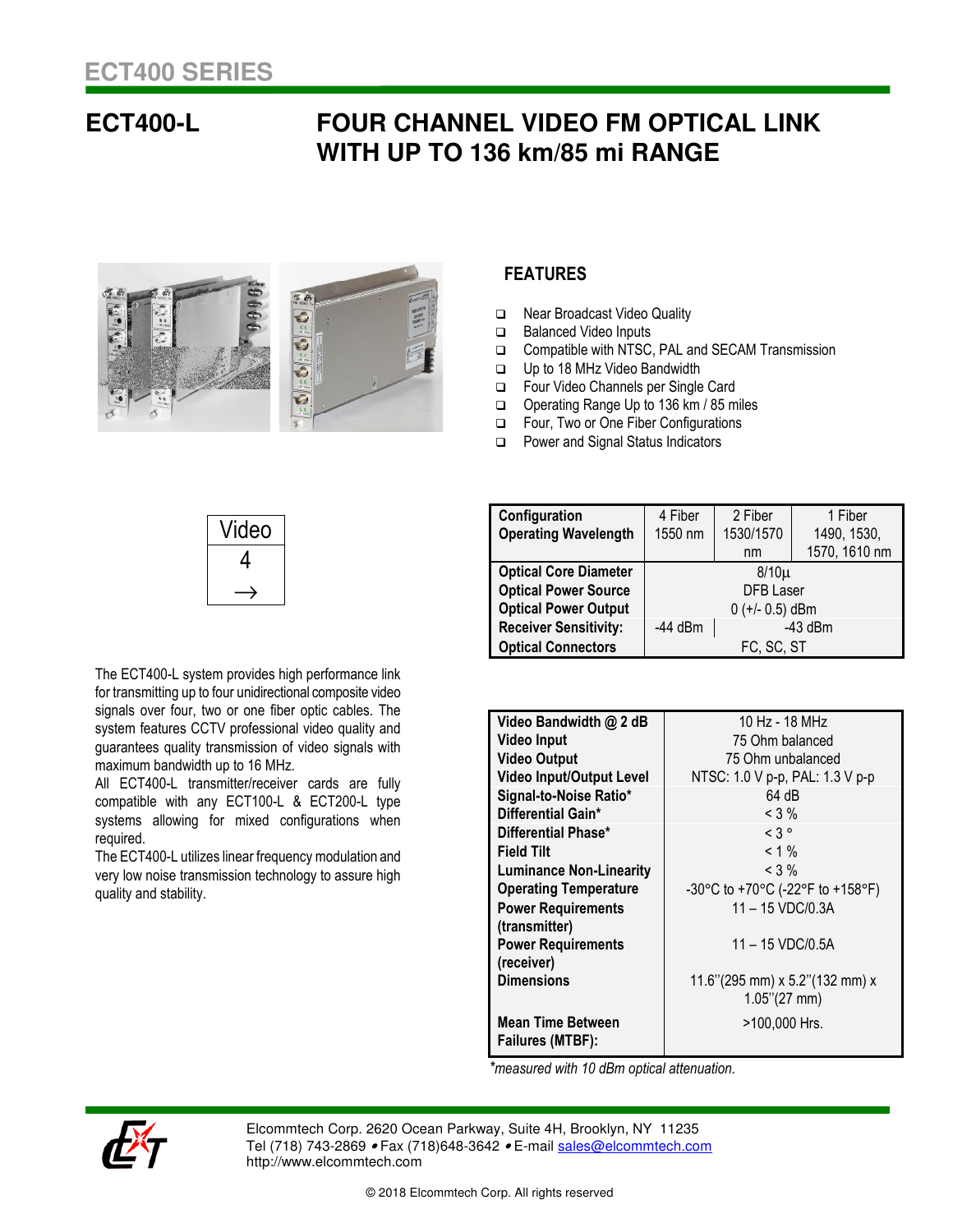ECT400 SERIES

# ECT400-L FOUR CHANNEL VIDEO FM OPTICAL LINK WITH UP TO 136 km/85 mi RANGE

## FEATURES

- Near Broadcast Video Quality
- Balanced Video Inputs
- Compatible with NTSC, PAL and SECAM Transmission
- Up to 18 MHz Video Bandwidth
- Four Video Channels per Single Card
- Operating Range Up to 136 km / 85 miles
- Four, Two or One Fiber Configurations
- Power and Signal Status Indicators

| Video |
|---|
| 4 |
| → |

| Configuration<br>Operating Wavelength | 4 Fiber<br>1550 nm | 2 Fiber<br>1530/1570 nm | 1 Fiber<br>1490, 1530, 1570, 1610 nm |
|---|---|---|---|
| Optical Core Diameter | 8/10µ | | |
| Optical Power Source | DFB Laser | | |
| Optical Power Output | 0 (+/- 0.5) dBm | | |
| Receiver Sensitivity: | -44 dBm | -43 dBm | |
| Optical Connectors | FC, SC, ST | | |

The ECT400-L system provides high performance link for transmitting up to four unidirectional composite video signals over four, two or one fiber optic cables. The system features CCTV professional video quality and guarantees quality transmission of video signals with maximum bandwidth up to 16 MHz.

All ECT400-L transmitter/receiver cards are fully compatible with any ECT100-L & ECT200-L type systems allowing for mixed configurations when required.

The ECT400-L utilizes linear frequency modulation and very low noise transmission technology to assure high quality and stability.

| Parameter | Value |
|---|---|
| Video Bandwidth @ 2 dB | 10 Hz - 18 MHz |
| Video Input | 75 Ohm balanced |
| Video Output | 75 Ohm unbalanced |
| Video Input/Output Level | NTSC: 1.0 V p-p, PAL: 1.3 V p-p |
| Signal-to-Noise Ratio* | 64 dB |
| Differential Gain* | < 3 % |
| Differential Phase* | < 3 ° |
| Field Tilt | < 1 % |
| Luminance Non-Linearity | < 3 % |
| Operating Temperature | -30°C to +70°C (-22°F to +158°F) |
| Power Requirements (transmitter) | 11 – 15 VDC/0.3A |
| Power Requirements (receiver) | 11 – 15 VDC/0.5A |
| Dimensions | 11.6''(295 mm) x 5.2''(132 mm) x 1.05''(27 mm) |
| Mean Time Between Failures (MTBF): | >100,000 Hrs. |

*measured with 10 dBm optical attenuation.*

Elcommtech Corp. 2620 Ocean Parkway, Suite 4H, Brooklyn, NY 11235
Tel (718) 743-2869 • Fax (718)648-3642 • E-mail sales@elcommtech.com
http://www.elcommtech.com

© 2018 Elcommtech Corp. All rights reserved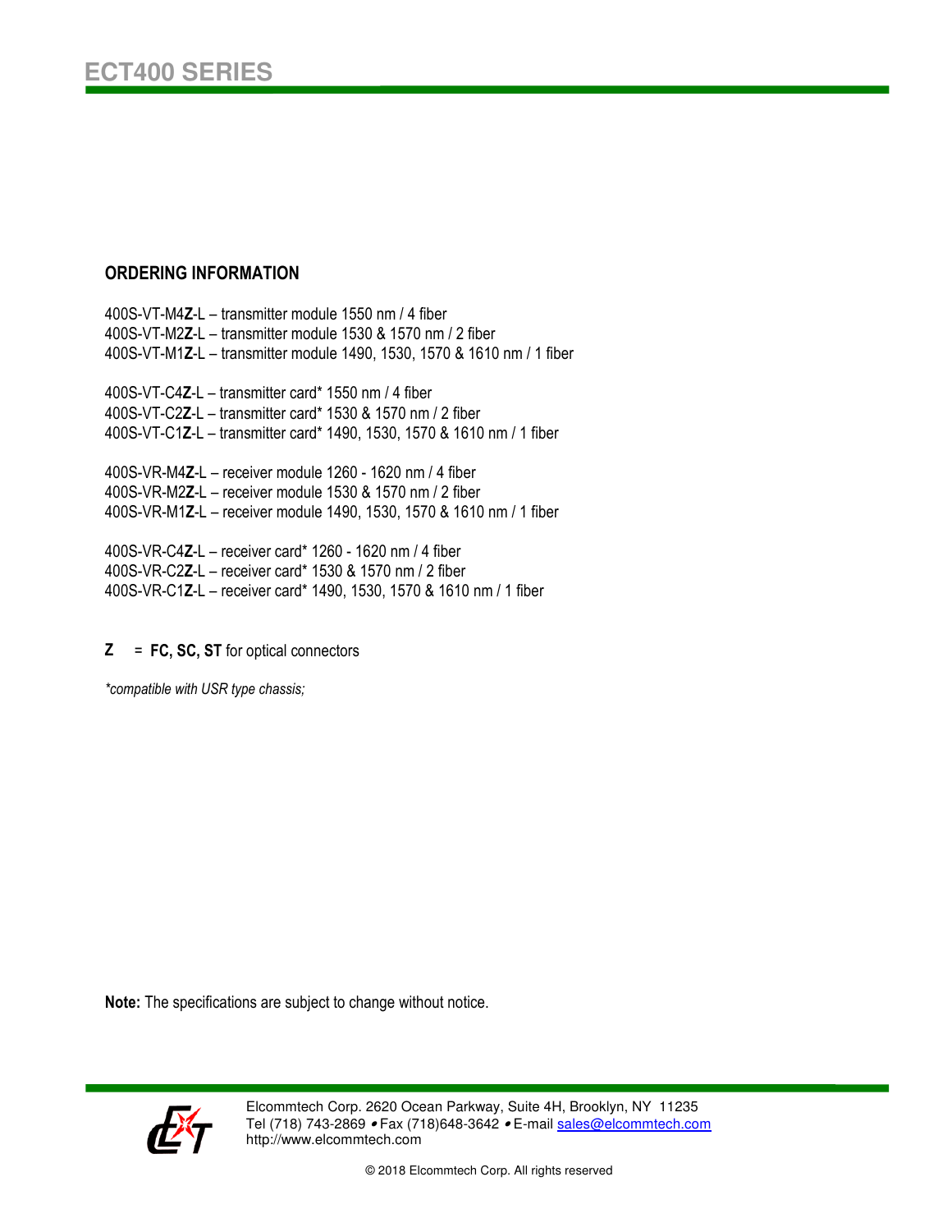## ORDERING INFORMATION

400S-VT-M4**Z**-L – transmitter module 1550 nm / 4 fiber
400S-VT-M2**Z**-L – transmitter module 1530 & 1570 nm / 2 fiber
400S-VT-M1**Z**-L – transmitter module 1490, 1530, 1570 & 1610 nm / 1 fiber

400S-VT-C4**Z**-L – transmitter card* 1550 nm / 4 fiber
400S-VT-C2**Z**-L – transmitter card* 1530 & 1570 nm / 2 fiber
400S-VT-C1**Z**-L – transmitter card* 1490, 1530, 1570 & 1610 nm / 1 fiber

400S-VR-M4**Z**-L – receiver module 1260 - 1620 nm / 4 fiber
400S-VR-M2**Z**-L – receiver module 1530 & 1570 nm / 2 fiber
400S-VR-M1**Z**-L – receiver module 1490, 1530, 1570 & 1610 nm / 1 fiber

400S-VR-C4**Z**-L – receiver card* 1260 - 1620 nm / 4 fiber
400S-VR-C2**Z**-L – receiver card* 1530 & 1570 nm / 2 fiber
400S-VR-C1**Z**-L – receiver card* 1490, 1530, 1570 & 1610 nm / 1 fiber

**Z** = **FC, SC, ST** for optical connectors

*\*compatible with USR type chassis;*

**Note:** The specifications are subject to change without notice.

Elcommtech Corp. 2620 Ocean Parkway, Suite 4H, Brooklyn, NY 11235
Tel (718) 743-2869 • Fax (718)648-3642 • E-mail sales@elcommtech.com
http://www.elcommtech.com

© 2018 Elcommtech Corp. All rights reserved